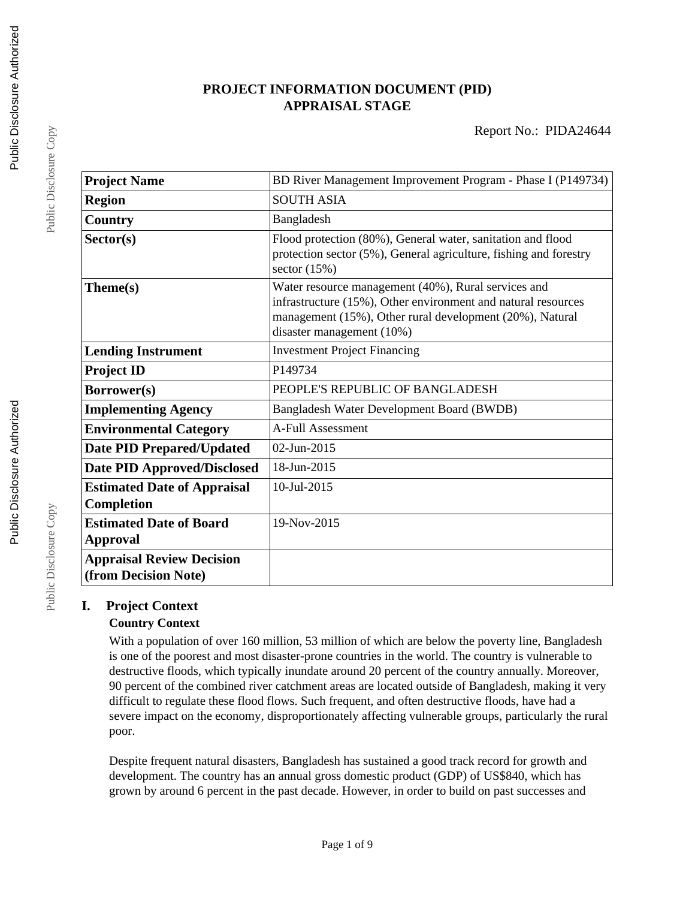# PROJECT INFORMATION DOCUMENT (PID)
## APPRAISAL STAGE

Report No.: PIDA24644

| | |
|---|---|
| **Project Name** | BD River Management Improvement Program - Phase I (P149734) |
| **Region** | SOUTH ASIA |
| **Country** | Bangladesh |
| **Sector(s)** | Flood protection (80%), General water, sanitation and flood protection sector (5%), General agriculture, fishing and forestry sector (15%) |
| **Theme(s)** | Water resource management (40%), Rural services and infrastructure (15%), Other environment and natural resources management (15%), Other rural development (20%), Natural disaster management (10%) |
| **Lending Instrument** | Investment Project Financing |
| **Project ID** | P149734 |
| **Borrower(s)** | PEOPLE'S REPUBLIC OF BANGLADESH |
| **Implementing Agency** | Bangladesh Water Development Board (BWDB) |
| **Environmental Category** | A-Full Assessment |
| **Date PID Prepared/Updated** | 02-Jun-2015 |
| **Date PID Approved/Disclosed** | 18-Jun-2015 |
| **Estimated Date of Appraisal Completion** | 10-Jul-2015 |
| **Estimated Date of Board Approval** | 19-Nov-2015 |
| **Appraisal Review Decision (from Decision Note)** | |

## I. Project Context

### Country Context

With a population of over 160 million, 53 million of which are below the poverty line, Bangladesh is one of the poorest and most disaster-prone countries in the world. The country is vulnerable to destructive floods, which typically inundate around 20 percent of the country annually. Moreover, 90 percent of the combined river catchment areas are located outside of Bangladesh, making it very difficult to regulate these flood flows. Such frequent, and often destructive floods, have had a severe impact on the economy, disproportionately affecting vulnerable groups, particularly the rural poor.

Despite frequent natural disasters, Bangladesh has sustained a good track record for growth and development. The country has an annual gross domestic product (GDP) of US$840, which has grown by around 6 percent in the past decade. However, in order to build on past successes and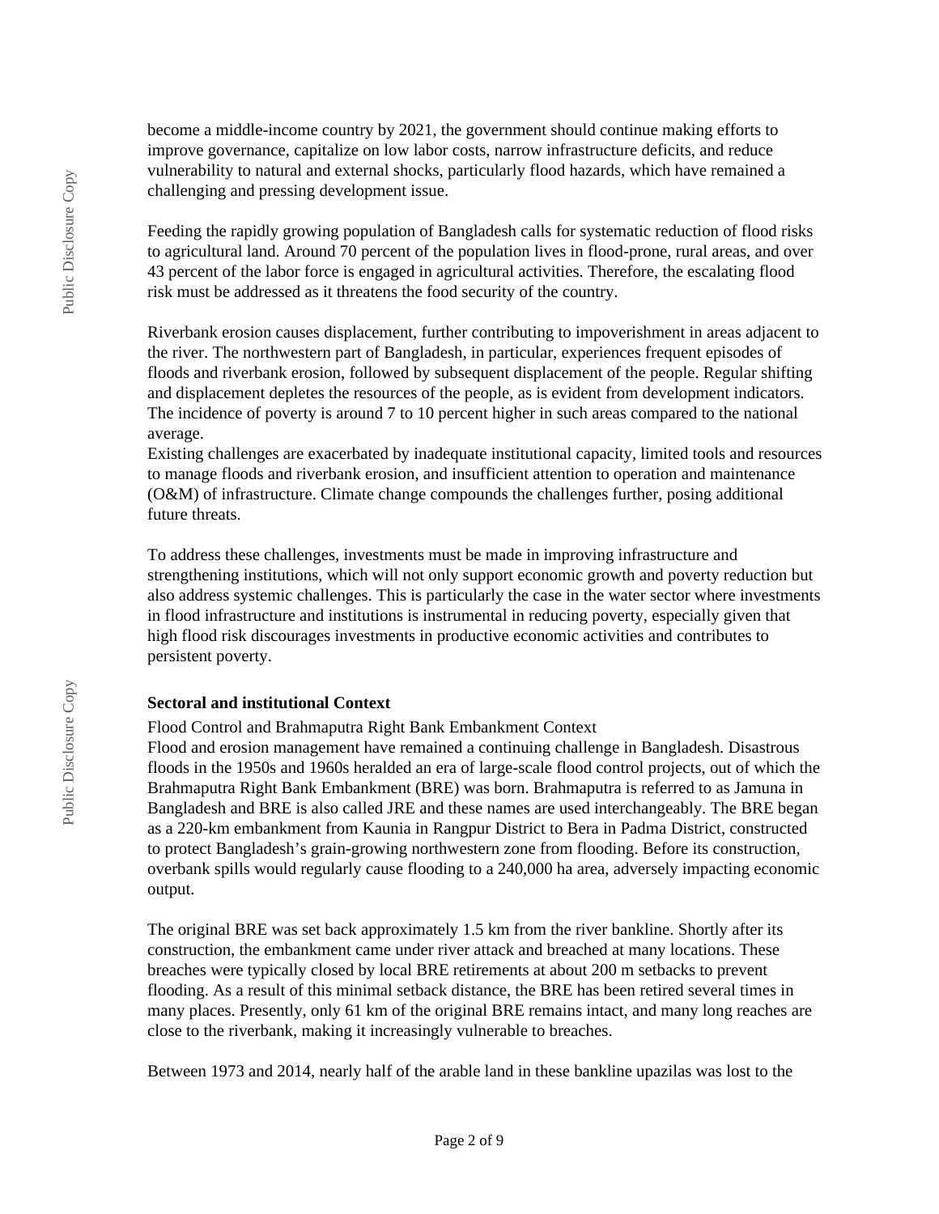become a middle-income country by 2021, the government should continue making efforts to improve governance, capitalize on low labor costs, narrow infrastructure deficits, and reduce vulnerability to natural and external shocks, particularly flood hazards, which have remained a challenging and pressing development issue.

Feeding the rapidly growing population of Bangladesh calls for systematic reduction of flood risks to agricultural land. Around 70 percent of the population lives in flood-prone, rural areas, and over 43 percent of the labor force is engaged in agricultural activities. Therefore, the escalating flood risk must be addressed as it threatens the food security of the country.

Riverbank erosion causes displacement, further contributing to impoverishment in areas adjacent to the river. The northwestern part of Bangladesh, in particular, experiences frequent episodes of floods and riverbank erosion, followed by subsequent displacement of the people. Regular shifting and displacement depletes the resources of the people, as is evident from development indicators. The incidence of poverty is around 7 to 10 percent higher in such areas compared to the national average.

Existing challenges are exacerbated by inadequate institutional capacity, limited tools and resources to manage floods and riverbank erosion, and insufficient attention to operation and maintenance (O&M) of infrastructure. Climate change compounds the challenges further, posing additional future threats.

To address these challenges, investments must be made in improving infrastructure and strengthening institutions, which will not only support economic growth and poverty reduction but also address systemic challenges. This is particularly the case in the water sector where investments in flood infrastructure and institutions is instrumental in reducing poverty, especially given that high flood risk discourages investments in productive economic activities and contributes to persistent poverty.

**Sectoral and institutional Context**

Flood Control and Brahmaputra Right Bank Embankment Context

Flood and erosion management have remained a continuing challenge in Bangladesh. Disastrous floods in the 1950s and 1960s heralded an era of large-scale flood control projects, out of which the Brahmaputra Right Bank Embankment (BRE) was born. Brahmaputra is referred to as Jamuna in Bangladesh and BRE is also called JRE and these names are used interchangeably. The BRE began as a 220-km embankment from Kaunia in Rangpur District to Bera in Padma District, constructed to protect Bangladesh's grain-growing northwestern zone from flooding. Before its construction, overbank spills would regularly cause flooding to a 240,000 ha area, adversely impacting economic output.

The original BRE was set back approximately 1.5 km from the river bankline. Shortly after its construction, the embankment came under river attack and breached at many locations. These breaches were typically closed by local BRE retirements at about 200 m setbacks to prevent flooding. As a result of this minimal setback distance, the BRE has been retired several times in many places. Presently, only 61 km of the original BRE remains intact, and many long reaches are close to the riverbank, making it increasingly vulnerable to breaches.

Between 1973 and 2014, nearly half of the arable land in these bankline upazilas was lost to the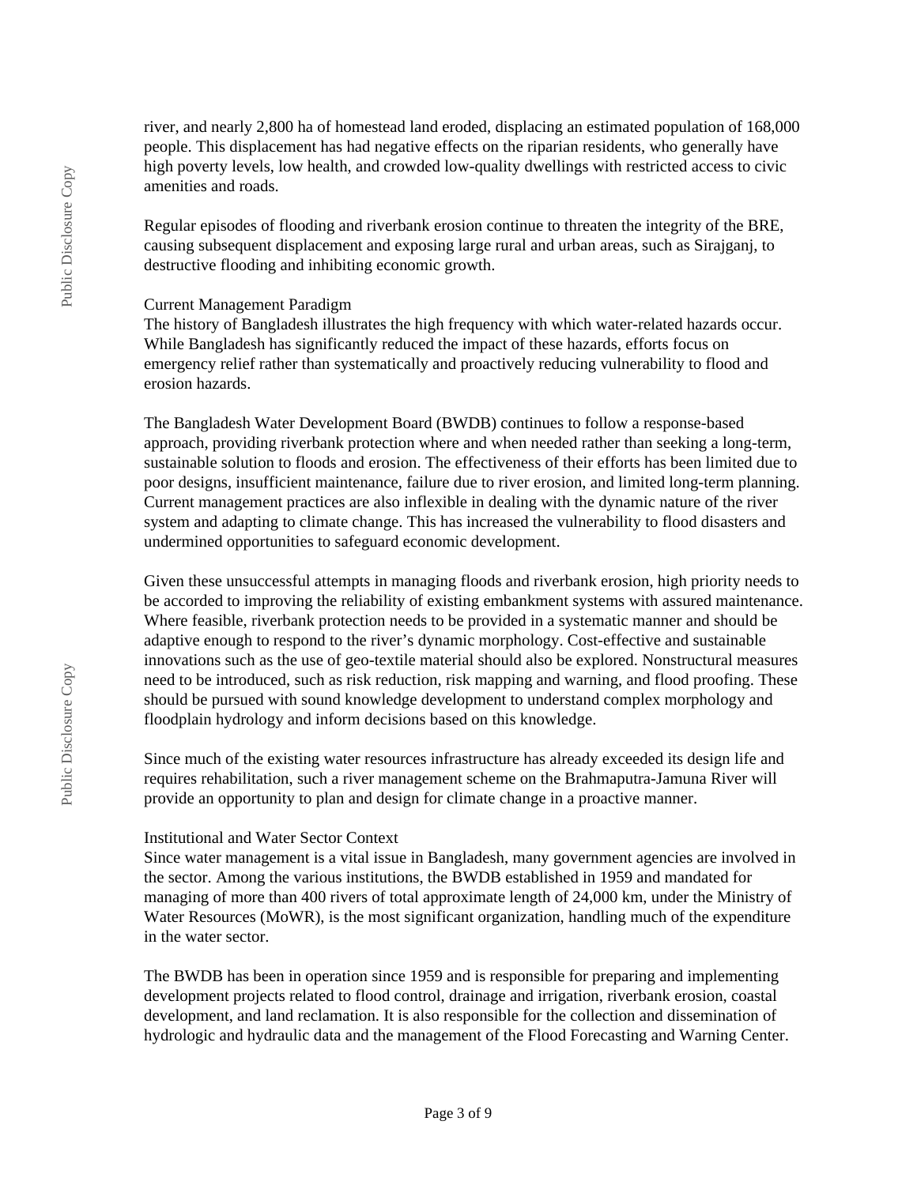river, and nearly 2,800 ha of homestead land eroded, displacing an estimated population of 168,000 people. This displacement has had negative effects on the riparian residents, who generally have high poverty levels, low health, and crowded low-quality dwellings with restricted access to civic amenities and roads.

Regular episodes of flooding and riverbank erosion continue to threaten the integrity of the BRE, causing subsequent displacement and exposing large rural and urban areas, such as Sirajganj, to destructive flooding and inhibiting economic growth.

### Current Management Paradigm

The history of Bangladesh illustrates the high frequency with which water-related hazards occur. While Bangladesh has significantly reduced the impact of these hazards, efforts focus on emergency relief rather than systematically and proactively reducing vulnerability to flood and erosion hazards.

The Bangladesh Water Development Board (BWDB) continues to follow a response-based approach, providing riverbank protection where and when needed rather than seeking a long-term, sustainable solution to floods and erosion. The effectiveness of their efforts has been limited due to poor designs, insufficient maintenance, failure due to river erosion, and limited long-term planning. Current management practices are also inflexible in dealing with the dynamic nature of the river system and adapting to climate change. This has increased the vulnerability to flood disasters and undermined opportunities to safeguard economic development.

Given these unsuccessful attempts in managing floods and riverbank erosion, high priority needs to be accorded to improving the reliability of existing embankment systems with assured maintenance. Where feasible, riverbank protection needs to be provided in a systematic manner and should be adaptive enough to respond to the river's dynamic morphology. Cost-effective and sustainable innovations such as the use of geo-textile material should also be explored. Nonstructural measures need to be introduced, such as risk reduction, risk mapping and warning, and flood proofing. These should be pursued with sound knowledge development to understand complex morphology and floodplain hydrology and inform decisions based on this knowledge.

Since much of the existing water resources infrastructure has already exceeded its design life and requires rehabilitation, such a river management scheme on the Brahmaputra-Jamuna River will provide an opportunity to plan and design for climate change in a proactive manner.

### Institutional and Water Sector Context

Since water management is a vital issue in Bangladesh, many government agencies are involved in the sector. Among the various institutions, the BWDB established in 1959 and mandated for managing of more than 400 rivers of total approximate length of 24,000 km, under the Ministry of Water Resources (MoWR), is the most significant organization, handling much of the expenditure in the water sector.

The BWDB has been in operation since 1959 and is responsible for preparing and implementing development projects related to flood control, drainage and irrigation, riverbank erosion, coastal development, and land reclamation. It is also responsible for the collection and dissemination of hydrologic and hydraulic data and the management of the Flood Forecasting and Warning Center.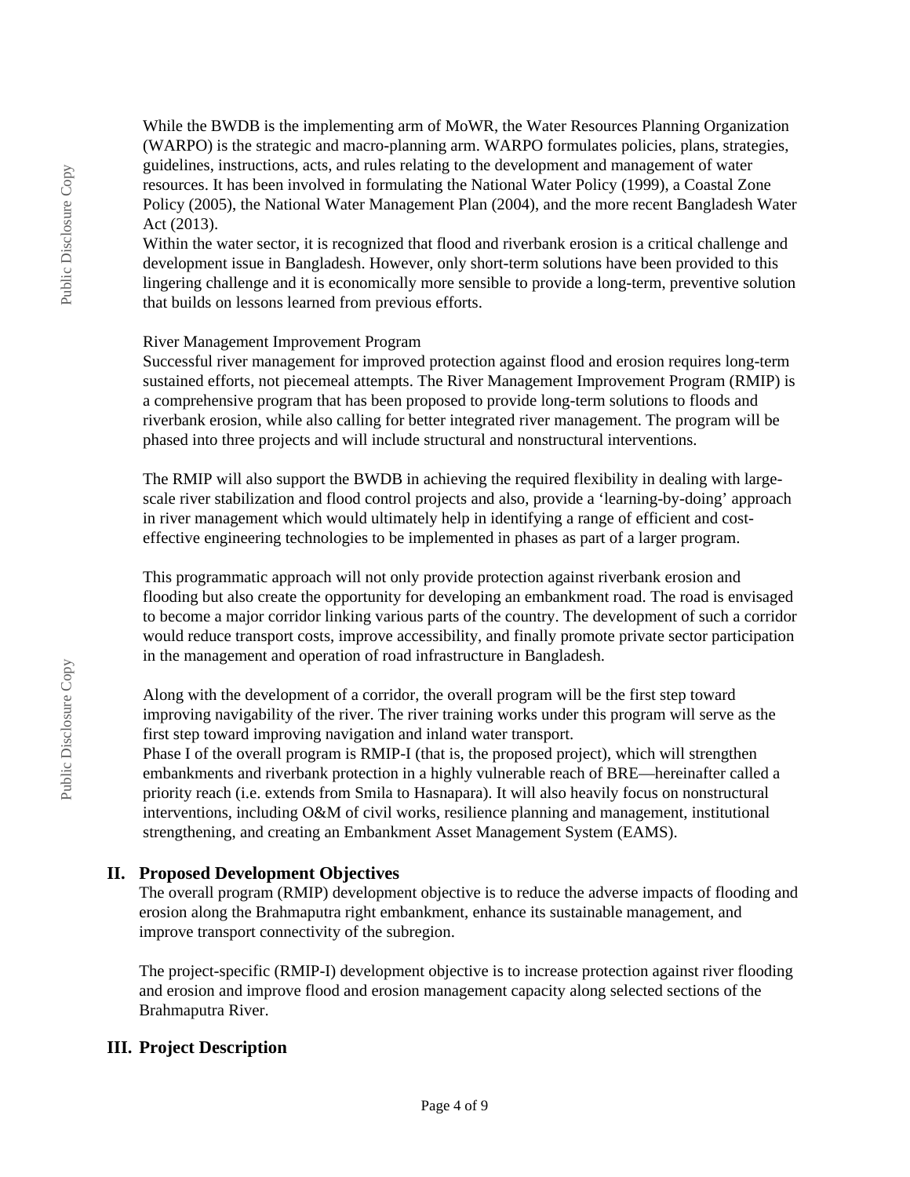While the BWDB is the implementing arm of MoWR, the Water Resources Planning Organization (WARPO) is the strategic and macro-planning arm. WARPO formulates policies, plans, strategies, guidelines, instructions, acts, and rules relating to the development and management of water resources. It has been involved in formulating the National Water Policy (1999), a Coastal Zone Policy (2005), the National Water Management Plan (2004), and the more recent Bangladesh Water Act (2013).

Within the water sector, it is recognized that flood and riverbank erosion is a critical challenge and development issue in Bangladesh. However, only short-term solutions have been provided to this lingering challenge and it is economically more sensible to provide a long-term, preventive solution that builds on lessons learned from previous efforts.

River Management Improvement Program

Successful river management for improved protection against flood and erosion requires long-term sustained efforts, not piecemeal attempts. The River Management Improvement Program (RMIP) is a comprehensive program that has been proposed to provide long-term solutions to floods and riverbank erosion, while also calling for better integrated river management. The program will be phased into three projects and will include structural and nonstructural interventions.

The RMIP will also support the BWDB in achieving the required flexibility in dealing with large-scale river stabilization and flood control projects and also, provide a 'learning-by-doing' approach in river management which would ultimately help in identifying a range of efficient and cost-effective engineering technologies to be implemented in phases as part of a larger program.

This programmatic approach will not only provide protection against riverbank erosion and flooding but also create the opportunity for developing an embankment road. The road is envisaged to become a major corridor linking various parts of the country. The development of such a corridor would reduce transport costs, improve accessibility, and finally promote private sector participation in the management and operation of road infrastructure in Bangladesh.

Along with the development of a corridor, the overall program will be the first step toward improving navigability of the river. The river training works under this program will serve as the first step toward improving navigation and inland water transport.

Phase I of the overall program is RMIP-I (that is, the proposed project), which will strengthen embankments and riverbank protection in a highly vulnerable reach of BRE—hereinafter called a priority reach (i.e. extends from Smila to Hasnapara). It will also heavily focus on nonstructural interventions, including O&M of civil works, resilience planning and management, institutional strengthening, and creating an Embankment Asset Management System (EAMS).

## II. Proposed Development Objectives

The overall program (RMIP) development objective is to reduce the adverse impacts of flooding and erosion along the Brahmaputra right embankment, enhance its sustainable management, and improve transport connectivity of the subregion.

The project-specific (RMIP-I) development objective is to increase protection against river flooding and erosion and improve flood and erosion management capacity along selected sections of the Brahmaputra River.

## III. Project Description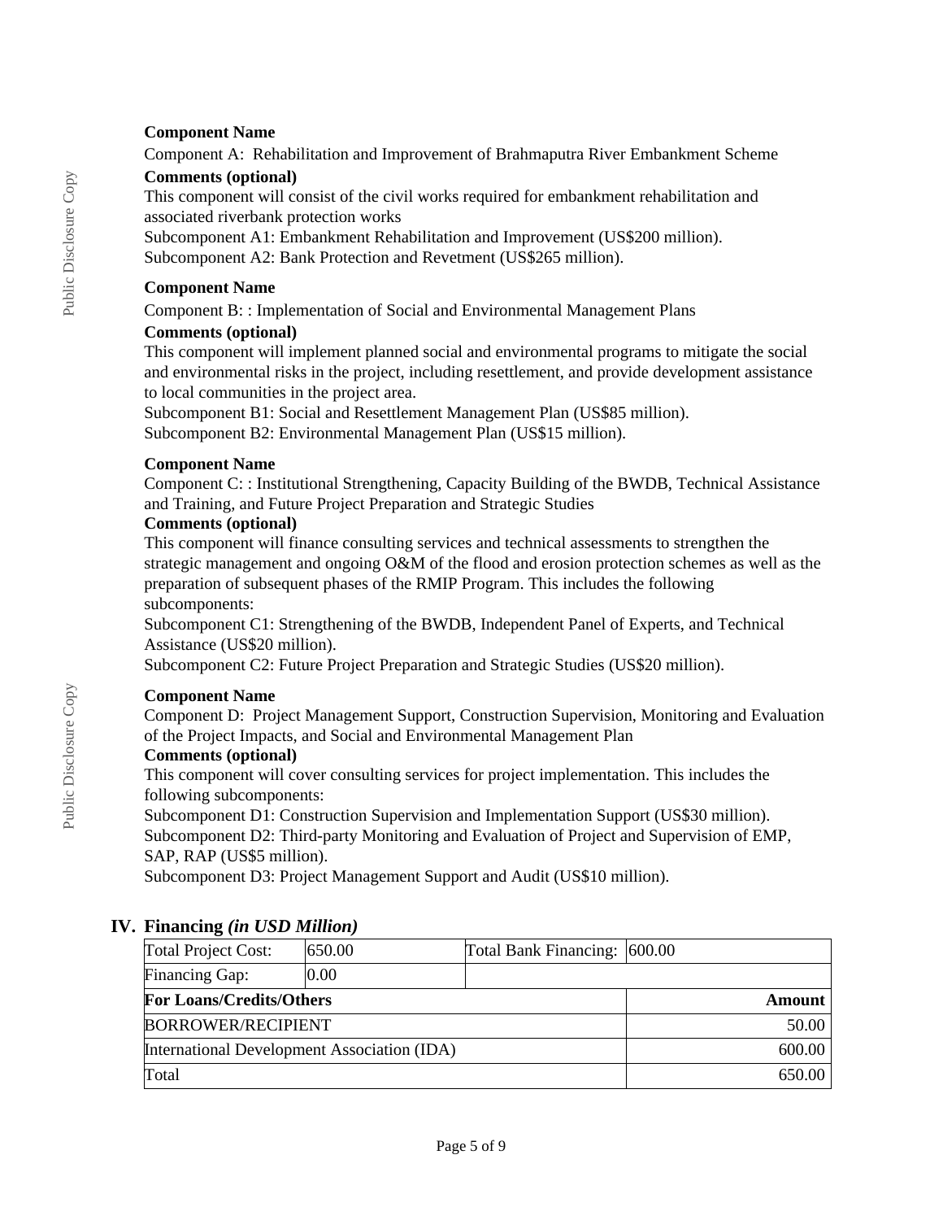**Component Name**

Component A: Rehabilitation and Improvement of Brahmaputra River Embankment Scheme

**Comments (optional)**

This component will consist of the civil works required for embankment rehabilitation and associated riverbank protection works

Subcomponent A1: Embankment Rehabilitation and Improvement (US$200 million).

Subcomponent A2: Bank Protection and Revetment (US$265 million).

**Component Name**

Component B: : Implementation of Social and Environmental Management Plans

**Comments (optional)**

This component will implement planned social and environmental programs to mitigate the social and environmental risks in the project, including resettlement, and provide development assistance to local communities in the project area.

Subcomponent B1: Social and Resettlement Management Plan (US$85 million).

Subcomponent B2: Environmental Management Plan (US$15 million).

**Component Name**

Component C: : Institutional Strengthening, Capacity Building of the BWDB, Technical Assistance and Training, and Future Project Preparation and Strategic Studies

**Comments (optional)**

This component will finance consulting services and technical assessments to strengthen the strategic management and ongoing O&M of the flood and erosion protection schemes as well as the preparation of subsequent phases of the RMIP Program. This includes the following subcomponents:

Subcomponent C1: Strengthening of the BWDB, Independent Panel of Experts, and Technical Assistance (US$20 million).

Subcomponent C2: Future Project Preparation and Strategic Studies (US$20 million).

**Component Name**

Component D: Project Management Support, Construction Supervision, Monitoring and Evaluation of the Project Impacts, and Social and Environmental Management Plan

**Comments (optional)**

This component will cover consulting services for project implementation. This includes the following subcomponents:

Subcomponent D1: Construction Supervision and Implementation Support (US$30 million).

Subcomponent D2: Third-party Monitoring and Evaluation of Project and Supervision of EMP, SAP, RAP (US$5 million).

Subcomponent D3: Project Management Support and Audit (US$10 million).

## IV. Financing *(in USD Million)*

| Total Project Cost: | 650.00 | Total Bank Financing: | 600.00 |
|---|---|---|---|
| Financing Gap: | 0.00 | | |
| **For Loans/Credits/Others** | | | **Amount** |
| BORROWER/RECIPIENT | | | 50.00 |
| International Development Association (IDA) | | | 600.00 |
| Total | | | 650.00 |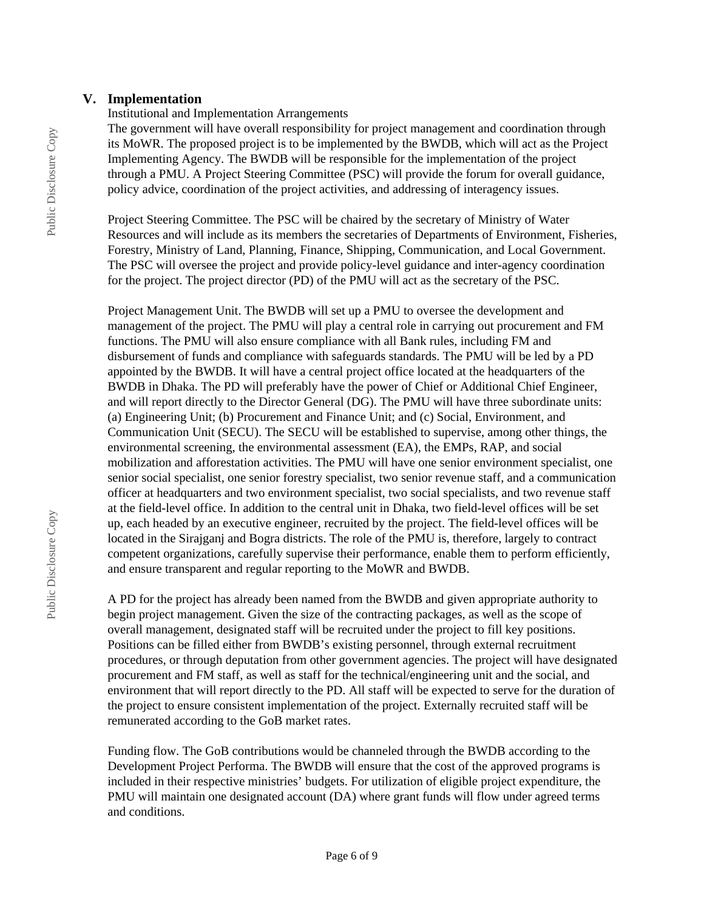## V. Implementation

Institutional and Implementation Arrangements

The government will have overall responsibility for project management and coordination through its MoWR. The proposed project is to be implemented by the BWDB, which will act as the Project Implementing Agency. The BWDB will be responsible for the implementation of the project through a PMU. A Project Steering Committee (PSC) will provide the forum for overall guidance, policy advice, coordination of the project activities, and addressing of interagency issues.

Project Steering Committee. The PSC will be chaired by the secretary of Ministry of Water Resources and will include as its members the secretaries of Departments of Environment, Fisheries, Forestry, Ministry of Land, Planning, Finance, Shipping, Communication, and Local Government. The PSC will oversee the project and provide policy-level guidance and inter-agency coordination for the project. The project director (PD) of the PMU will act as the secretary of the PSC.

Project Management Unit. The BWDB will set up a PMU to oversee the development and management of the project. The PMU will play a central role in carrying out procurement and FM functions. The PMU will also ensure compliance with all Bank rules, including FM and disbursement of funds and compliance with safeguards standards. The PMU will be led by a PD appointed by the BWDB. It will have a central project office located at the headquarters of the BWDB in Dhaka. The PD will preferably have the power of Chief or Additional Chief Engineer, and will report directly to the Director General (DG). The PMU will have three subordinate units: (a) Engineering Unit; (b) Procurement and Finance Unit; and (c) Social, Environment, and Communication Unit (SECU). The SECU will be established to supervise, among other things, the environmental screening, the environmental assessment (EA), the EMPs, RAP, and social mobilization and afforestation activities. The PMU will have one senior environment specialist, one senior social specialist, one senior forestry specialist, two senior revenue staff, and a communication officer at headquarters and two environment specialist, two social specialists, and two revenue staff at the field-level office. In addition to the central unit in Dhaka, two field-level offices will be set up, each headed by an executive engineer, recruited by the project. The field-level offices will be located in the Sirajganj and Bogra districts. The role of the PMU is, therefore, largely to contract competent organizations, carefully supervise their performance, enable them to perform efficiently, and ensure transparent and regular reporting to the MoWR and BWDB.

A PD for the project has already been named from the BWDB and given appropriate authority to begin project management. Given the size of the contracting packages, as well as the scope of overall management, designated staff will be recruited under the project to fill key positions. Positions can be filled either from BWDB's existing personnel, through external recruitment procedures, or through deputation from other government agencies. The project will have designated procurement and FM staff, as well as staff for the technical/engineering unit and the social, and environment that will report directly to the PD. All staff will be expected to serve for the duration of the project to ensure consistent implementation of the project. Externally recruited staff will be remunerated according to the GoB market rates.

Funding flow. The GoB contributions would be channeled through the BWDB according to the Development Project Performa. The BWDB will ensure that the cost of the approved programs is included in their respective ministries' budgets. For utilization of eligible project expenditure, the PMU will maintain one designated account (DA) where grant funds will flow under agreed terms and conditions.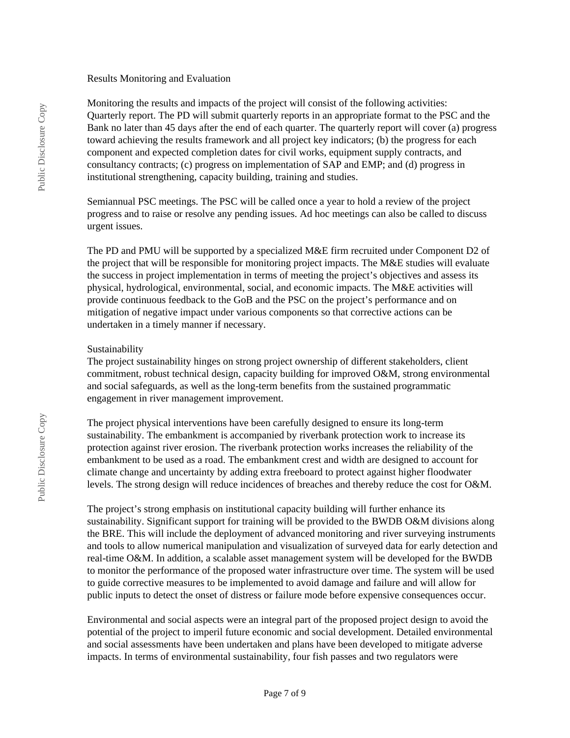## Results Monitoring and Evaluation

Monitoring the results and impacts of the project will consist of the following activities:
Quarterly report. The PD will submit quarterly reports in an appropriate format to the PSC and the Bank no later than 45 days after the end of each quarter. The quarterly report will cover (a) progress toward achieving the results framework and all project key indicators; (b) the progress for each component and expected completion dates for civil works, equipment supply contracts, and consultancy contracts; (c) progress on implementation of SAP and EMP; and (d) progress in institutional strengthening, capacity building, training and studies.

Semiannual PSC meetings. The PSC will be called once a year to hold a review of the project progress and to raise or resolve any pending issues. Ad hoc meetings can also be called to discuss urgent issues.

The PD and PMU will be supported by a specialized M&E firm recruited under Component D2 of the project that will be responsible for monitoring project impacts. The M&E studies will evaluate the success in project implementation in terms of meeting the project's objectives and assess its physical, hydrological, environmental, social, and economic impacts. The M&E activities will provide continuous feedback to the GoB and the PSC on the project's performance and on mitigation of negative impact under various components so that corrective actions can be undertaken in a timely manner if necessary.

## Sustainability

The project sustainability hinges on strong project ownership of different stakeholders, client commitment, robust technical design, capacity building for improved O&M, strong environmental and social safeguards, as well as the long-term benefits from the sustained programmatic engagement in river management improvement.

The project physical interventions have been carefully designed to ensure its long-term sustainability. The embankment is accompanied by riverbank protection work to increase its protection against river erosion. The riverbank protection works increases the reliability of the embankment to be used as a road. The embankment crest and width are designed to account for climate change and uncertainty by adding extra freeboard to protect against higher floodwater levels. The strong design will reduce incidences of breaches and thereby reduce the cost for O&M.

The project's strong emphasis on institutional capacity building will further enhance its sustainability. Significant support for training will be provided to the BWDB O&M divisions along the BRE. This will include the deployment of advanced monitoring and river surveying instruments and tools to allow numerical manipulation and visualization of surveyed data for early detection and real-time O&M. In addition, a scalable asset management system will be developed for the BWDB to monitor the performance of the proposed water infrastructure over time. The system will be used to guide corrective measures to be implemented to avoid damage and failure and will allow for public inputs to detect the onset of distress or failure mode before expensive consequences occur.

Environmental and social aspects were an integral part of the proposed project design to avoid the potential of the project to imperil future economic and social development. Detailed environmental and social assessments have been undertaken and plans have been developed to mitigate adverse impacts. In terms of environmental sustainability, four fish passes and two regulators were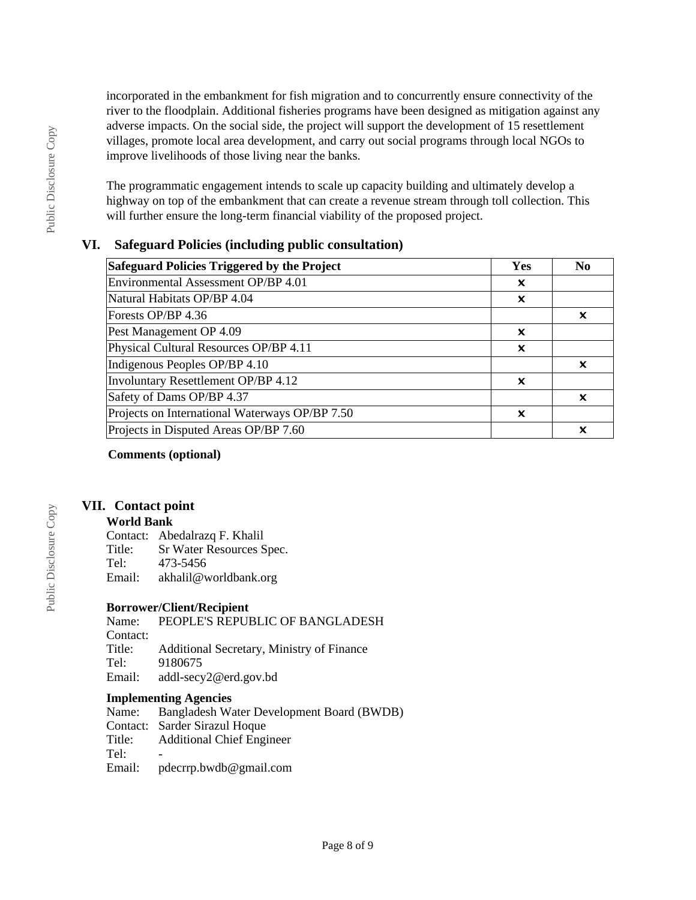incorporated in the embankment for fish migration and to concurrently ensure connectivity of the river to the floodplain. Additional fisheries programs have been designed as mitigation against any adverse impacts. On the social side, the project will support the development of 15 resettlement villages, promote local area development, and carry out social programs through local NGOs to improve livelihoods of those living near the banks.

The programmatic engagement intends to scale up capacity building and ultimately develop a highway on top of the embankment that can create a revenue stream through toll collection. This will further ensure the long-term financial viability of the proposed project.

## VI. Safeguard Policies (including public consultation)

| Safeguard Policies Triggered by the Project | Yes | No |
|---|---|---|
| Environmental Assessment OP/BP 4.01 | ✕ | |
| Natural Habitats OP/BP 4.04 | ✕ | |
| Forests OP/BP 4.36 | | ✕ |
| Pest Management OP 4.09 | ✕ | |
| Physical Cultural Resources OP/BP 4.11 | ✕ | |
| Indigenous Peoples OP/BP 4.10 | | ✕ |
| Involuntary Resettlement OP/BP 4.12 | ✕ | |
| Safety of Dams OP/BP 4.37 | | ✕ |
| Projects on International Waterways OP/BP 7.50 | ✕ | |
| Projects in Disputed Areas OP/BP 7.60 | | ✕ |

**Comments (optional)**

## VII. Contact point

**World Bank**

Contact: Abedalrazq F. Khalil
Title: Sr Water Resources Spec.
Tel: 473-5456
Email: akhalil@worldbank.org

**Borrower/Client/Recipient**

Name: PEOPLE'S REPUBLIC OF BANGLADESH
Contact:
Title: Additional Secretary, Ministry of Finance
Tel: 9180675
Email: addl-secy2@erd.gov.bd

**Implementing Agencies**

Name: Bangladesh Water Development Board (BWDB)
Contact: Sarder Sirazul Hoque
Title: Additional Chief Engineer
Tel: -
Email: pdecrrp.bwdb@gmail.com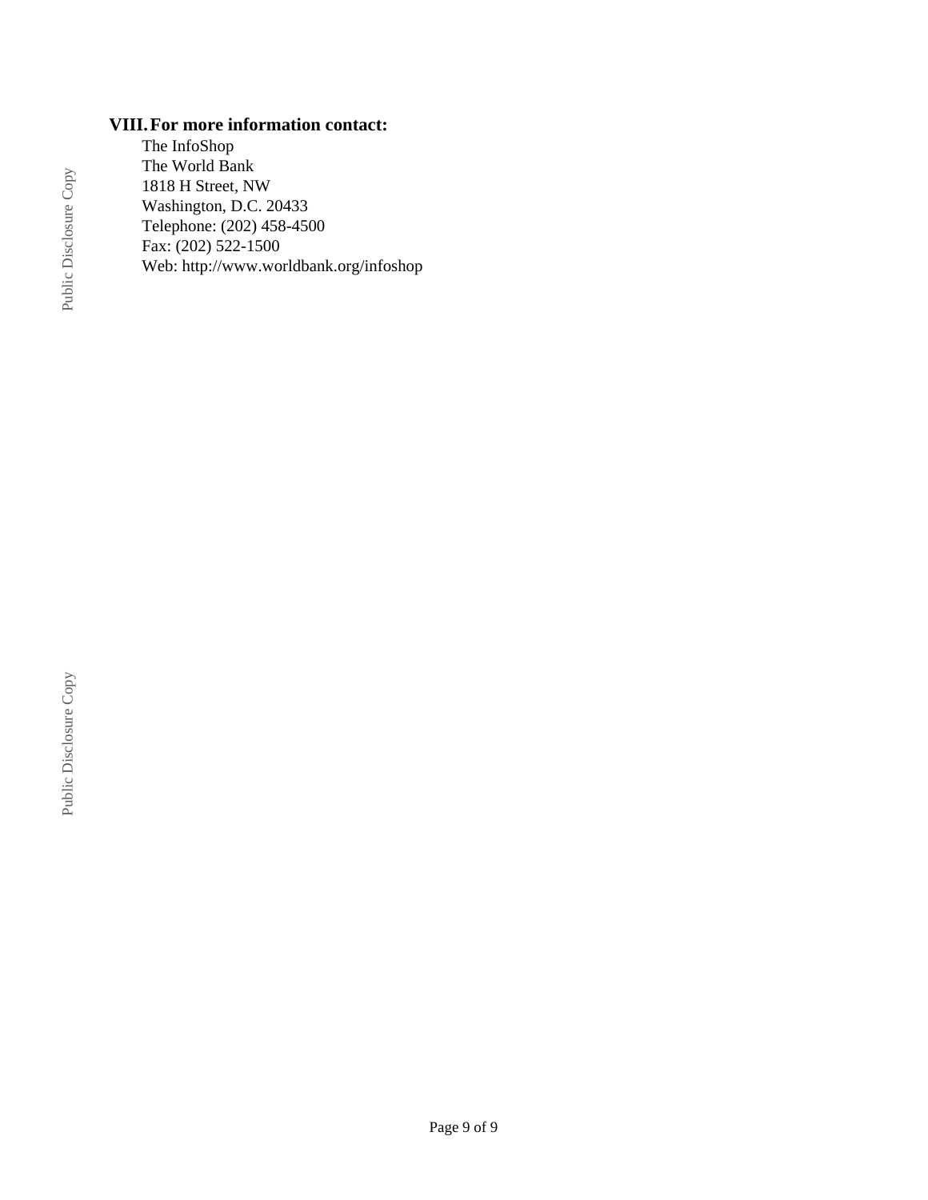## VIII. For more information contact:

The InfoShop
The World Bank
1818 H Street, NW
Washington, D.C. 20433
Telephone: (202) 458-4500
Fax: (202) 522-1500
Web: http://www.worldbank.org/infoshop